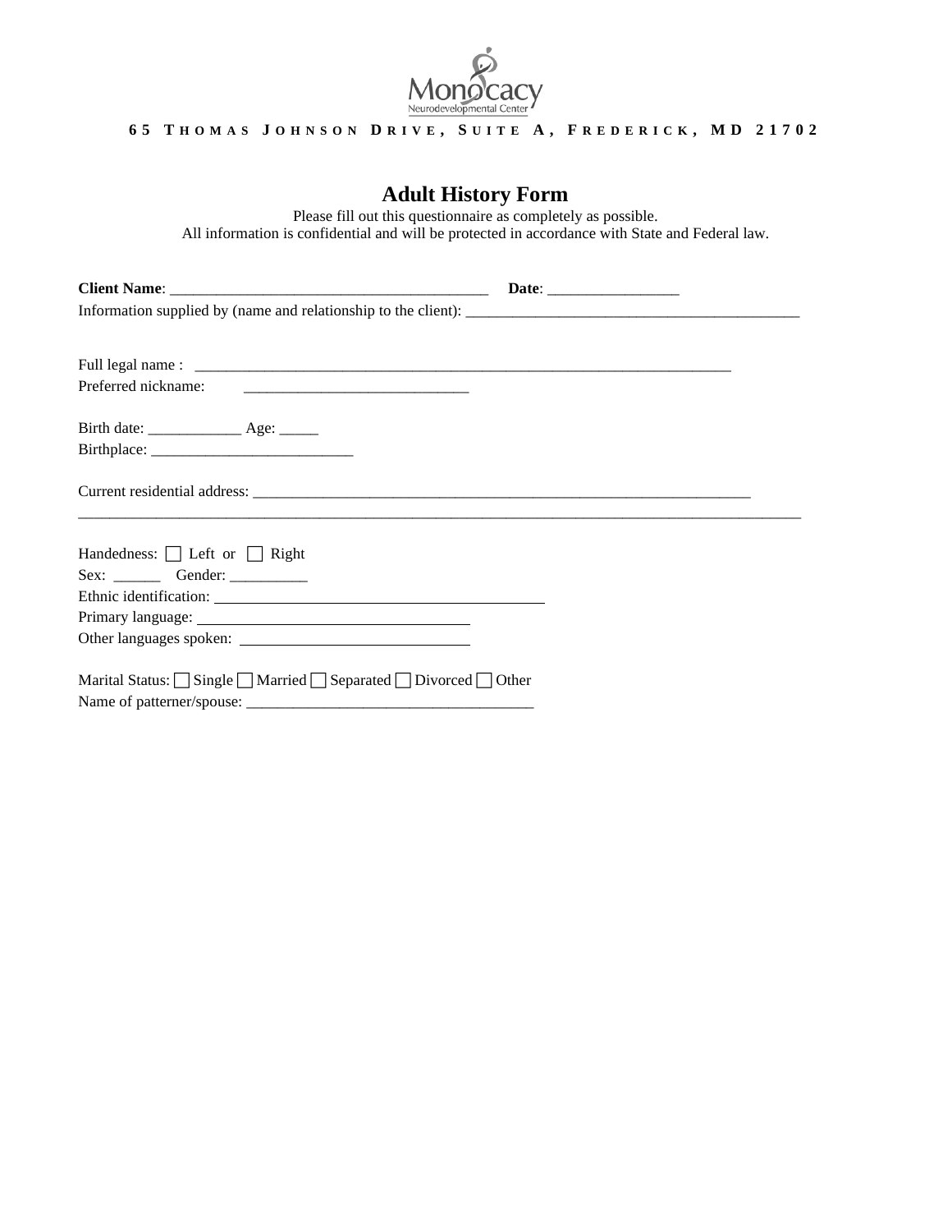Monocacy
Neurodevelopmental Center

65 THOMAS JOHNSON DRIVE, SUITE A, FREDERICK, MD 21702

# Adult History Form

Please fill out this questionnaire as completely as possible.
All information is confidential and will be protected in accordance with State and Federal law.

**Client Name**: ________________________________________ **Date**: ________________

Information supplied by (name and relationship to the client): ___________________________________________

Full legal name : ____________________________________________________________________

Preferred nickname: _____________________________

Birth date: ____________ Age: _____

Birthplace: __________________________

Current residential address: _________________________________________________________________

______________________________________________________________________________________________

Handedness: ☐ Left or ☐ Right

Sex: ______ Gender: __________

Ethnic identification: ___________________________________________

Primary language: ___________________________________

Other languages spoken: _____________________________

Marital Status: ☐ Single ☐ Married ☐ Separated ☐ Divorced ☐ Other

Name of patterner/spouse: _____________________________________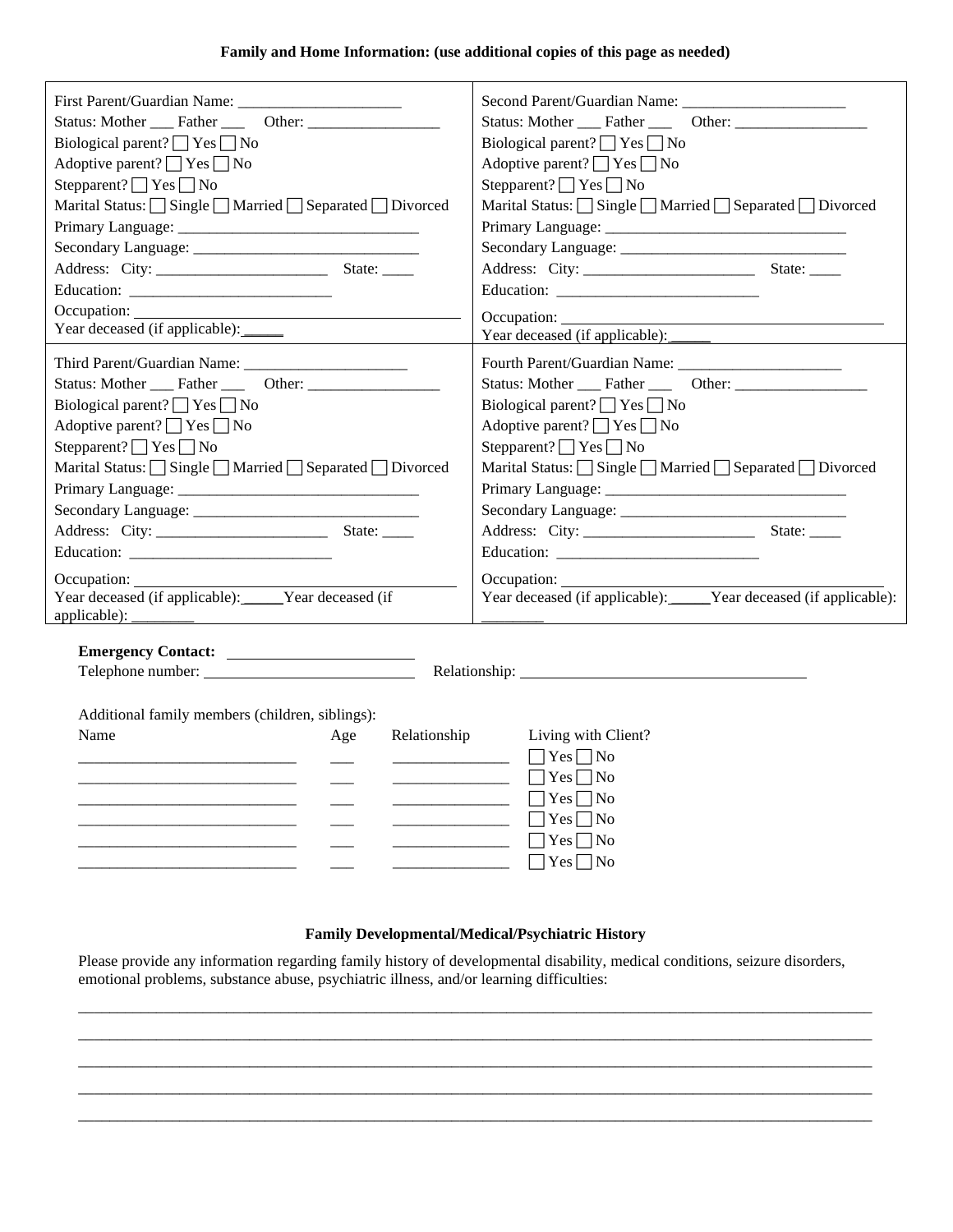**Family and Home Information: (use additional copies of this page as needed)**

| | |
|---|---|
| First Parent/Guardian Name: _____________________<br>Status: Mother ___ Father ___ Other: _________________<br>Biological parent? ☐ Yes ☐ No<br>Adoptive parent? ☐ Yes ☐ No<br>Stepparent? ☐ Yes ☐ No<br>Marital Status: ☐ Single ☐ Married ☐ Separated ☐ Divorced<br>Primary Language: ______________________________<br>Secondary Language: ____________________________<br>Address: City: ______________________ State: ____<br>Education: __________________________<br>Occupation: ______________________________________<br>Year deceased (if applicable): _____ | Second Parent/Guardian Name: _____________________<br>Status: Mother ___ Father ___ Other: _________________<br>Biological parent? ☐ Yes ☐ No<br>Adoptive parent? ☐ Yes ☐ No<br>Stepparent? ☐ Yes ☐ No<br>Marital Status: ☐ Single ☐ Married ☐ Separated ☐ Divorced<br>Primary Language: ______________________________<br>Secondary Language: ____________________________<br>Address: City: ______________________ State: ____<br>Education: __________________________<br>Occupation: ______________________________________<br>Year deceased (if applicable): _____ |
| Third Parent/Guardian Name: _____________________<br>Status: Mother ___ Father ___ Other: _________________<br>Biological parent? ☐ Yes ☐ No<br>Adoptive parent? ☐ Yes ☐ No<br>Stepparent? ☐ Yes ☐ No<br>Marital Status: ☐ Single ☐ Married ☐ Separated ☐ Divorced<br>Primary Language: ______________________________<br>Secondary Language: ____________________________<br>Address: City: ______________________ State: ____<br>Education: __________________________<br>Occupation: ______________________________________<br>Year deceased (if applicable): _____ Year deceased (if applicable): ________ | Fourth Parent/Guardian Name: _____________________<br>Status: Mother ___ Father ___ Other: _________________<br>Biological parent? ☐ Yes ☐ No<br>Adoptive parent? ☐ Yes ☐ No<br>Stepparent? ☐ Yes ☐ No<br>Marital Status: ☐ Single ☐ Married ☐ Separated ☐ Divorced<br>Primary Language: ______________________________<br>Secondary Language: ____________________________<br>Address: City: ______________________ State: ____<br>Education: __________________________<br>Occupation: ______________________________________<br>Year deceased (if applicable): _____ Year deceased (if applicable): ________ |

**Emergency Contact:** ________________________

Telephone number: ___________________________ Relationship: ____________________________________

Additional family members (children, siblings):

| Name | Age | Relationship | Living with Client? |
|---|---|---|---|
| ____________________________ | ___ | _______________ | ☐ Yes ☐ No |
| ____________________________ | ___ | _______________ | ☐ Yes ☐ No |
| ____________________________ | ___ | _______________ | ☐ Yes ☐ No |
| ____________________________ | ___ | _______________ | ☐ Yes ☐ No |
| ____________________________ | ___ | _______________ | ☐ Yes ☐ No |
| ____________________________ | ___ | _______________ | ☐ Yes ☐ No |

**Family Developmental/Medical/Psychiatric History**

Please provide any information regarding family history of developmental disability, medical conditions, seizure disorders, emotional problems, substance abuse, psychiatric illness, and/or learning difficulties:

_____________________________________________________________________________________________

_____________________________________________________________________________________________

_____________________________________________________________________________________________

_____________________________________________________________________________________________

_____________________________________________________________________________________________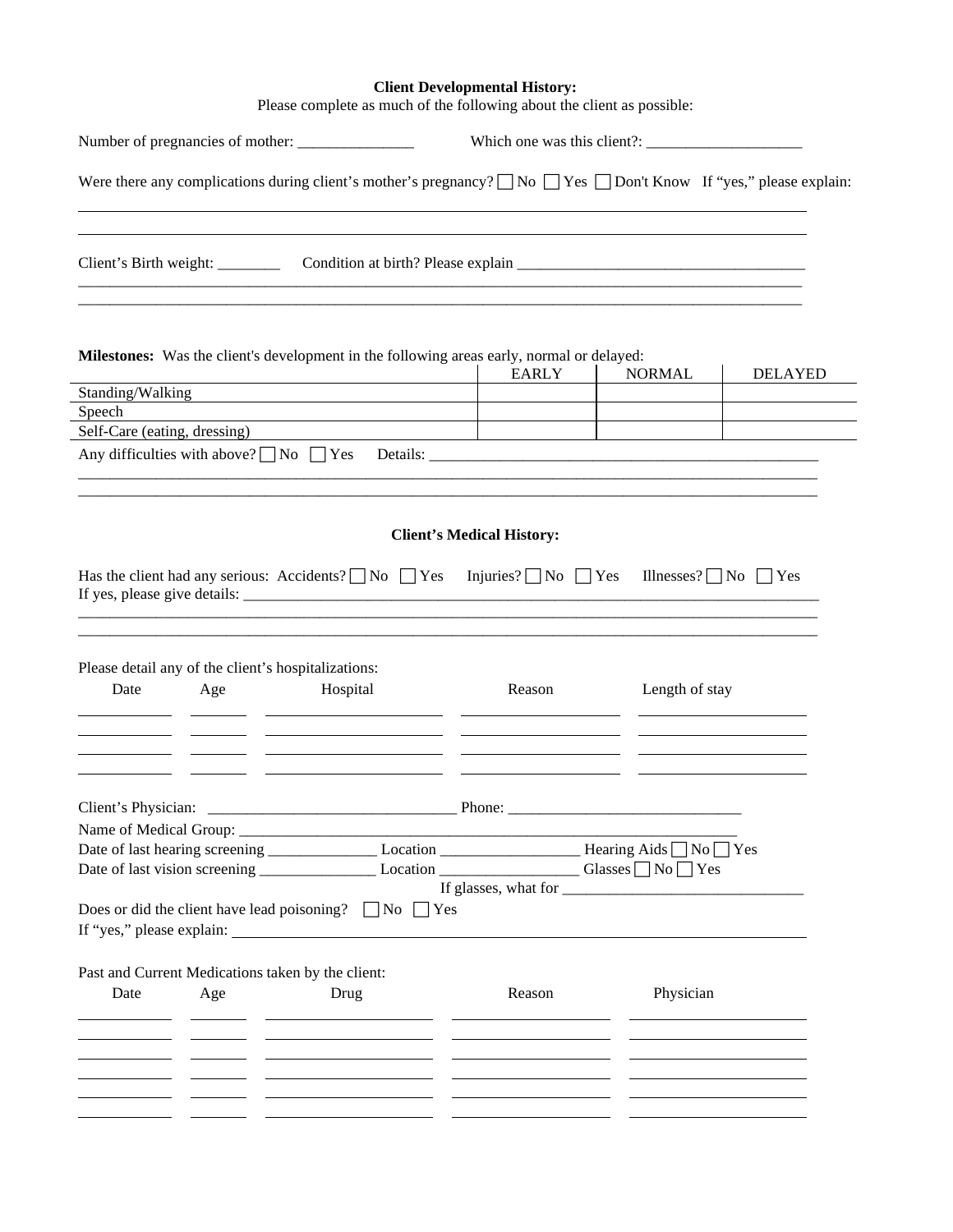**Client Developmental History:**

Please complete as much of the following about the client as possible:

Number of pregnancies of mother: _______________ Which one was this client?: ____________________

Were there any complications during client's mother's pregnancy? ☐ No ☐ Yes ☐ Don't Know If "yes," please explain:

______________________________________________________________________________________

______________________________________________________________________________________

Client's Birth weight: ________ Condition at birth? Please explain ____________________________________

______________________________________________________________________________________

______________________________________________________________________________________

**Milestones:** Was the client's development in the following areas early, normal or delayed:

| | EARLY | NORMAL | DELAYED |
|---|---|---|---|
| Standing/Walking | | | |
| Speech | | | |
| Self-Care (eating, dressing) | | | |

Any difficulties with above? ☐ No ☐ Yes Details: ___________________________________________________

______________________________________________________________________________________

______________________________________________________________________________________

**Client's Medical History:**

Has the client had any serious: Accidents? ☐ No ☐ Yes Injuries? ☐ No ☐ Yes Illnesses? ☐ No ☐ Yes

If yes, please give details: ________________________________________________________________________

______________________________________________________________________________________

______________________________________________________________________________________

Please detail any of the client's hospitalizations:

| Date | Age | Hospital | Reason | Length of stay |
|---|---|---|---|---|
| | | | | |
| | | | | |
| | | | | |
| | | | | |

Client's Physician: ________________________________ Phone: ______________________________

Name of Medical Group: _______________________________________________________________

Date of last hearing screening ______________ Location _________________ Hearing Aids ☐ No ☐ Yes

Date of last vision screening _______________ Location _________________ Glasses ☐ No ☐ Yes

If glasses, what for _______________________________

Does or did the client have lead poisoning? ☐ No ☐ Yes

If "yes," please explain: ______________________________________________________________________

Past and Current Medications taken by the client:

| Date | Age | Drug | Reason | Physician |
|---|---|---|---|---|
| | | | | |
| | | | | |
| | | | | |
| | | | | |
| | | | | |
| | | | | |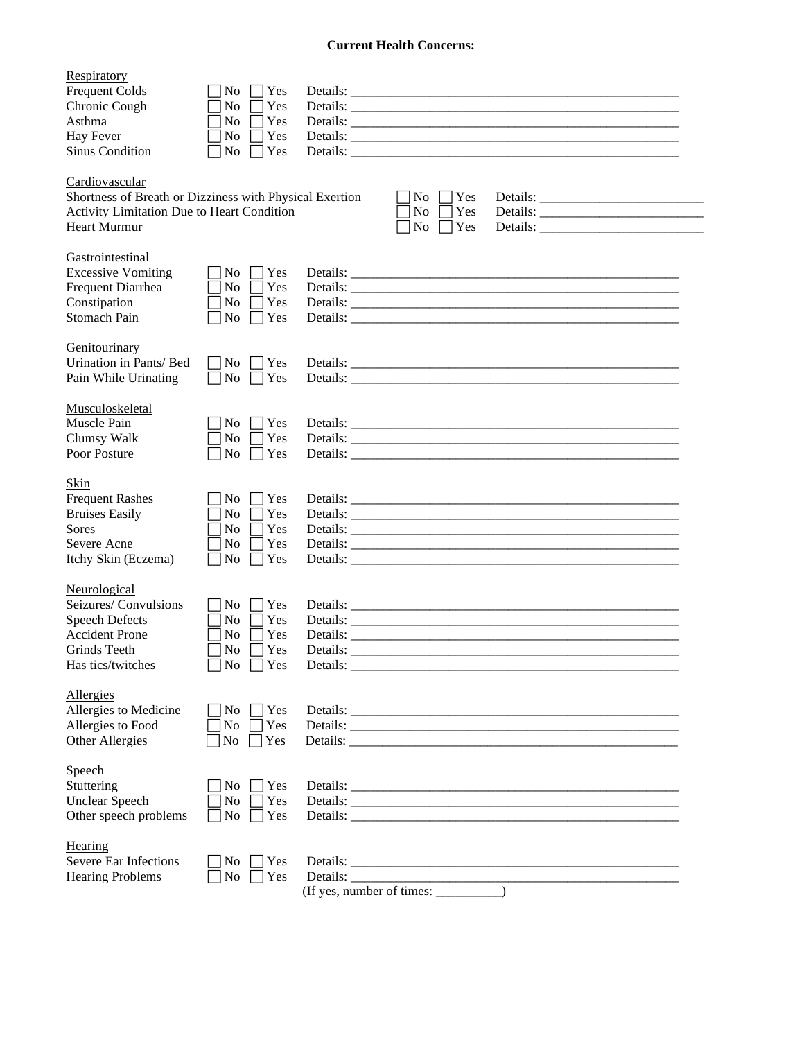## Current Health Concerns:

<u>Respiratory</u>

Frequent Colds ☐ No ☐ Yes Details: ____________________________________________
Chronic Cough ☐ No ☐ Yes Details: ____________________________________________
Asthma ☐ No ☐ Yes Details: ____________________________________________
Hay Fever ☐ No ☐ Yes Details: ____________________________________________
Sinus Condition ☐ No ☐ Yes Details: ____________________________________________

<u>Cardiovascular</u>

Shortness of Breath or Dizziness with Physical Exertion ☐ No ☐ Yes Details: ______________________
Activity Limitation Due to Heart Condition ☐ No ☐ Yes Details: ______________________
Heart Murmur ☐ No ☐ Yes Details: ______________________

<u>Gastrointestinal</u>

Excessive Vomiting ☐ No ☐ Yes Details: ____________________________________________
Frequent Diarrhea ☐ No ☐ Yes Details: ____________________________________________
Constipation ☐ No ☐ Yes Details: ____________________________________________
Stomach Pain ☐ No ☐ Yes Details: ____________________________________________

<u>Genitourinary</u>

Urination in Pants/ Bed ☐ No ☐ Yes Details: ____________________________________________
Pain While Urinating ☐ No ☐ Yes Details: ____________________________________________

<u>Musculoskeletal</u>

Muscle Pain ☐ No ☐ Yes Details: ____________________________________________
Clumsy Walk ☐ No ☐ Yes Details: ____________________________________________
Poor Posture ☐ No ☐ Yes Details: ____________________________________________

<u>Skin</u>

Frequent Rashes ☐ No ☐ Yes Details: ____________________________________________
Bruises Easily ☐ No ☐ Yes Details: ____________________________________________
Sores ☐ No ☐ Yes Details: ____________________________________________
Severe Acne ☐ No ☐ Yes Details: ____________________________________________
Itchy Skin (Eczema) ☐ No ☐ Yes Details: ____________________________________________

<u>Neurological</u>

Seizures/ Convulsions ☐ No ☐ Yes Details: ____________________________________________
Speech Defects ☐ No ☐ Yes Details: ____________________________________________
Accident Prone ☐ No ☐ Yes Details: ____________________________________________
Grinds Teeth ☐ No ☐ Yes Details: ____________________________________________
Has tics/twitches ☐ No ☐ Yes Details: ____________________________________________

<u>Allergies</u>

Allergies to Medicine ☐ No ☐ Yes Details: ____________________________________________
Allergies to Food ☐ No ☐ Yes Details: ____________________________________________
Other Allergies ☐ No ☐ Yes Details: ____________________________________________

<u>Speech</u>

Stuttering ☐ No ☐ Yes Details: ____________________________________________
Unclear Speech ☐ No ☐ Yes Details: ____________________________________________
Other speech problems ☐ No ☐ Yes Details: ____________________________________________

<u>Hearing</u>

Severe Ear Infections ☐ No ☐ Yes Details: ____________________________________________
Hearing Problems ☐ No ☐ Yes Details: ____________________________________________
(If yes, number of times: __________)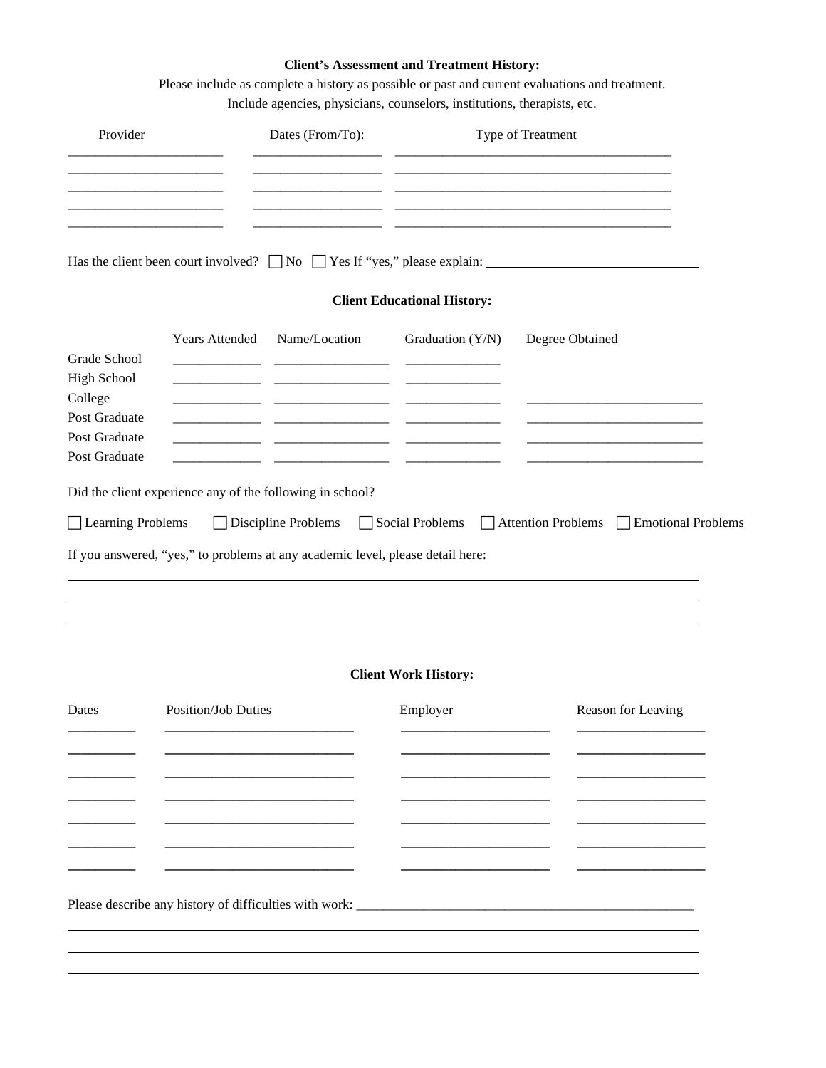**Client's Assessment and Treatment History:**

Please include as complete a history as possible or past and current evaluations and treatment.
Include agencies, physicians, counselors, institutions, therapists, etc.

| Provider | Dates (From/To): | Type of Treatment |
| --- | --- | --- |
| | | |
| | | |
| | | |
| | | |
| | | |

Has the client been court involved? ☐ No ☐ Yes If "yes," please explain: _______________________________

**Client Educational History:**

| | Years Attended | Name/Location | Graduation (Y/N) | Degree Obtained |
| --- | --- | --- | --- | --- |
| Grade School | | | | |
| High School | | | | |
| College | | | | |
| Post Graduate | | | | |
| Post Graduate | | | | |
| Post Graduate | | | | |

Did the client experience any of the following in school?

☐ Learning Problems ☐ Discipline Problems ☐ Social Problems ☐ Attention Problems ☐ Emotional Problems

If you answered, "yes," to problems at any academic level, please detail here:

_______________________________________________________________________________

_______________________________________________________________________________

_______________________________________________________________________________

**Client Work History:**

| Dates | Position/Job Duties | Employer | Reason for Leaving |
| --- | --- | --- | --- |
| | | | |
| | | | |
| | | | |
| | | | |
| | | | |
| | | | |
| | | | |

Please describe any history of difficulties with work: _______________________________________________

_______________________________________________________________________________

_______________________________________________________________________________

_______________________________________________________________________________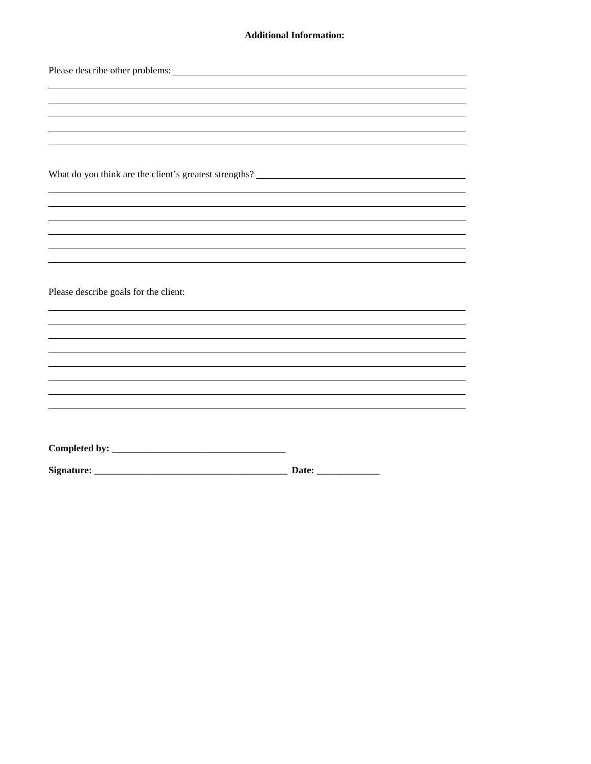**Additional Information:**

Please describe other problems: \_\_\_\_\_\_\_\_\_\_\_\_\_\_\_\_\_\_\_\_\_\_\_\_\_\_\_\_\_\_\_\_\_\_\_\_\_\_\_\_

What do you think are the client's greatest strengths? \_\_\_\_\_\_\_\_\_\_\_\_\_\_\_\_\_\_\_\_\_\_\_\_\_\_\_\_\_\_\_\_\_\_\_\_\_\_\_\_

Please describe goals for the client:

**Completed by: \_\_\_\_\_\_\_\_\_\_\_\_\_\_\_\_\_\_\_\_\_\_\_\_\_\_\_\_\_\_\_\_\_\_\_\_\_\_**

**Signature: \_\_\_\_\_\_\_\_\_\_\_\_\_\_\_\_\_\_\_\_\_\_\_\_\_\_\_\_\_\_\_\_\_\_\_\_\_\_\_\_\_ Date: \_\_\_\_\_\_\_\_\_\_\_\_\_**